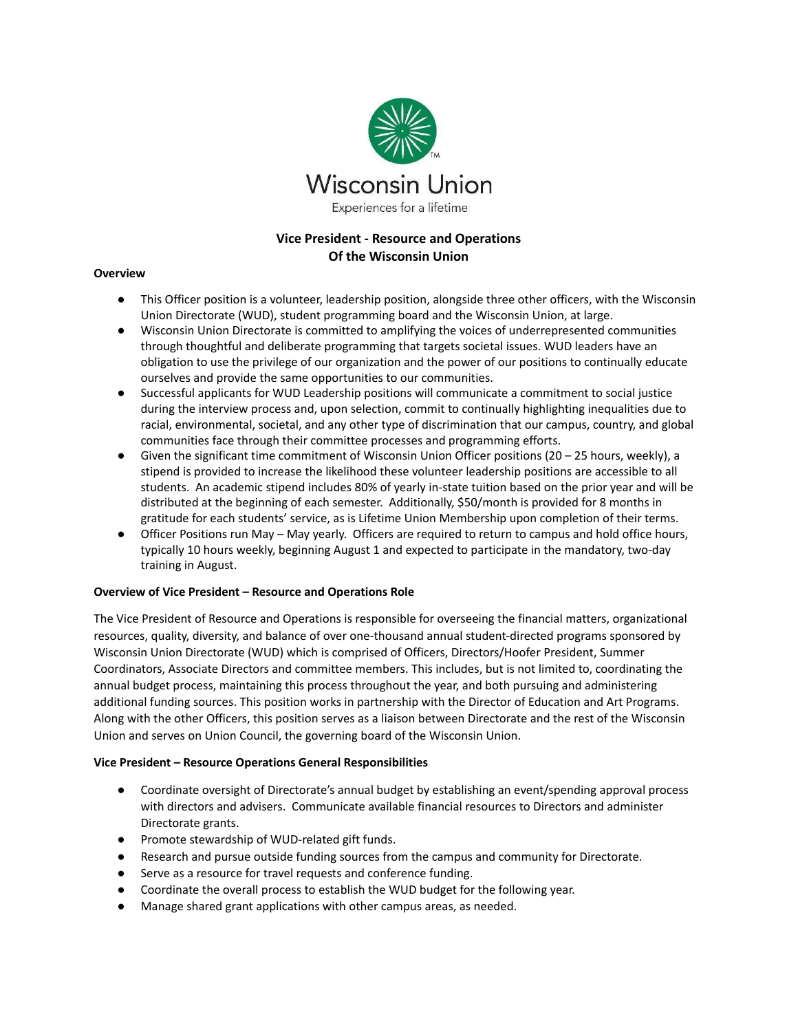Wisconsin Union

Experiences for a lifetime

# Vice President - Resource and Operations
# Of the Wisconsin Union

**Overview**

- This Officer position is a volunteer, leadership position, alongside three other officers, with the Wisconsin Union Directorate (WUD), student programming board and the Wisconsin Union, at large.
- Wisconsin Union Directorate is committed to amplifying the voices of underrepresented communities through thoughtful and deliberate programming that targets societal issues. WUD leaders have an obligation to use the privilege of our organization and the power of our positions to continually educate ourselves and provide the same opportunities to our communities.
- Successful applicants for WUD Leadership positions will communicate a commitment to social justice during the interview process and, upon selection, commit to continually highlighting inequalities due to racial, environmental, societal, and any other type of discrimination that our campus, country, and global communities face through their committee processes and programming efforts.
- Given the significant time commitment of Wisconsin Union Officer positions (20 – 25 hours, weekly), a stipend is provided to increase the likelihood these volunteer leadership positions are accessible to all students. An academic stipend includes 80% of yearly in-state tuition based on the prior year and will be distributed at the beginning of each semester. Additionally, $50/month is provided for 8 months in gratitude for each students' service, as is Lifetime Union Membership upon completion of their terms.
- Officer Positions run May – May yearly. Officers are required to return to campus and hold office hours, typically 10 hours weekly, beginning August 1 and expected to participate in the mandatory, two-day training in August.

**Overview of Vice President – Resource and Operations Role**

The Vice President of Resource and Operations is responsible for overseeing the financial matters, organizational resources, quality, diversity, and balance of over one-thousand annual student-directed programs sponsored by Wisconsin Union Directorate (WUD) which is comprised of Officers, Directors/Hoofer President, Summer Coordinators, Associate Directors and committee members. This includes, but is not limited to, coordinating the annual budget process, maintaining this process throughout the year, and both pursuing and administering additional funding sources. This position works in partnership with the Director of Education and Art Programs. Along with the other Officers, this position serves as a liaison between Directorate and the rest of the Wisconsin Union and serves on Union Council, the governing board of the Wisconsin Union.

**Vice President – Resource Operations General Responsibilities**

- Coordinate oversight of Directorate's annual budget by establishing an event/spending approval process with directors and advisers. Communicate available financial resources to Directors and administer Directorate grants.
- Promote stewardship of WUD-related gift funds.
- Research and pursue outside funding sources from the campus and community for Directorate.
- Serve as a resource for travel requests and conference funding.
- Coordinate the overall process to establish the WUD budget for the following year.
- Manage shared grant applications with other campus areas, as needed.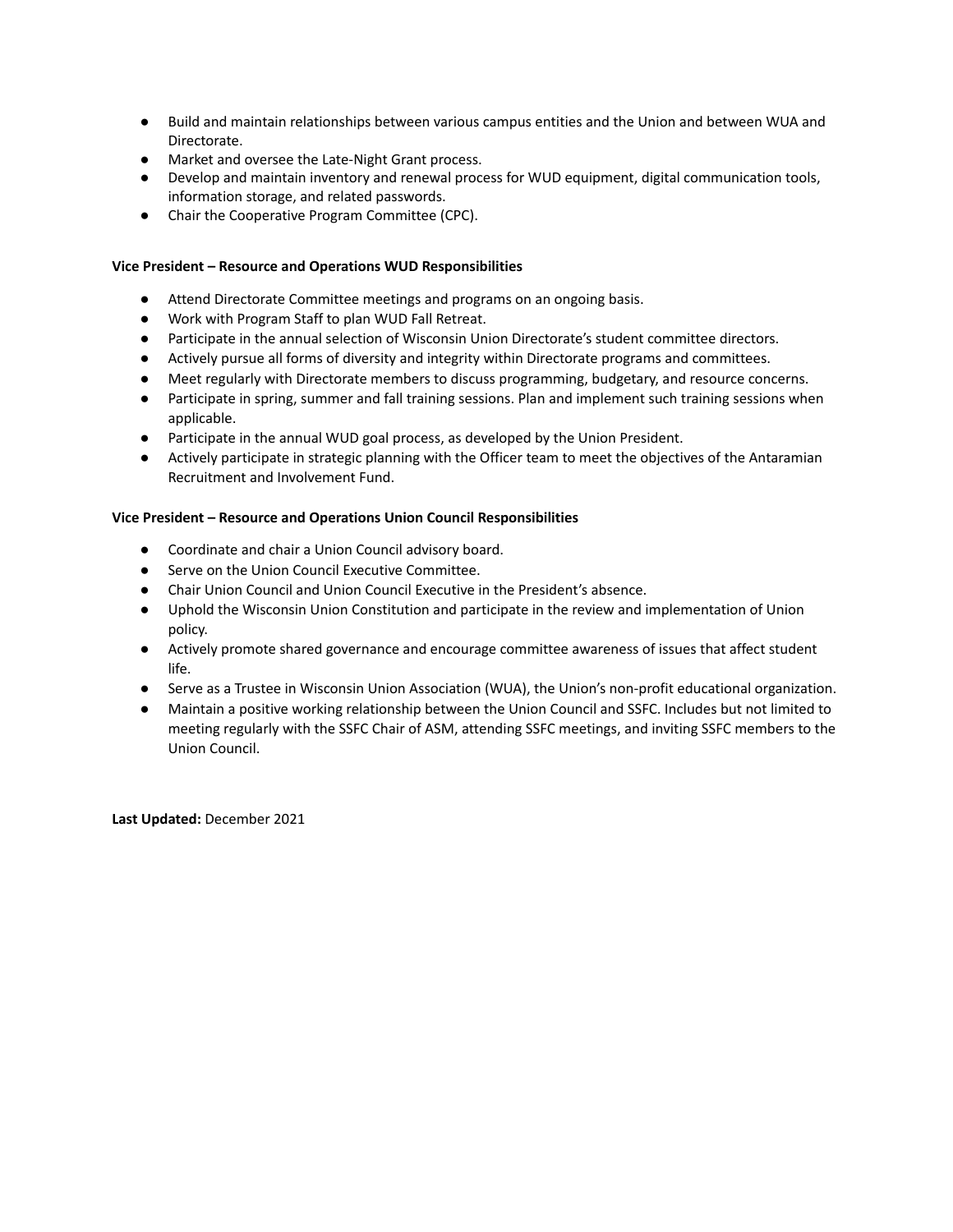- Build and maintain relationships between various campus entities and the Union and between WUA and Directorate.
- Market and oversee the Late-Night Grant process.
- Develop and maintain inventory and renewal process for WUD equipment, digital communication tools, information storage, and related passwords.
- Chair the Cooperative Program Committee (CPC).

**Vice President – Resource and Operations WUD Responsibilities**

- Attend Directorate Committee meetings and programs on an ongoing basis.
- Work with Program Staff to plan WUD Fall Retreat.
- Participate in the annual selection of Wisconsin Union Directorate's student committee directors.
- Actively pursue all forms of diversity and integrity within Directorate programs and committees.
- Meet regularly with Directorate members to discuss programming, budgetary, and resource concerns.
- Participate in spring, summer and fall training sessions. Plan and implement such training sessions when applicable.
- Participate in the annual WUD goal process, as developed by the Union President.
- Actively participate in strategic planning with the Officer team to meet the objectives of the Antaramian Recruitment and Involvement Fund.

**Vice President – Resource and Operations Union Council Responsibilities**

- Coordinate and chair a Union Council advisory board.
- Serve on the Union Council Executive Committee.
- Chair Union Council and Union Council Executive in the President's absence.
- Uphold the Wisconsin Union Constitution and participate in the review and implementation of Union policy.
- Actively promote shared governance and encourage committee awareness of issues that affect student life.
- Serve as a Trustee in Wisconsin Union Association (WUA), the Union's non-profit educational organization.
- Maintain a positive working relationship between the Union Council and SSFC. Includes but not limited to meeting regularly with the SSFC Chair of ASM, attending SSFC meetings, and inviting SSFC members to the Union Council.

**Last Updated:** December 2021